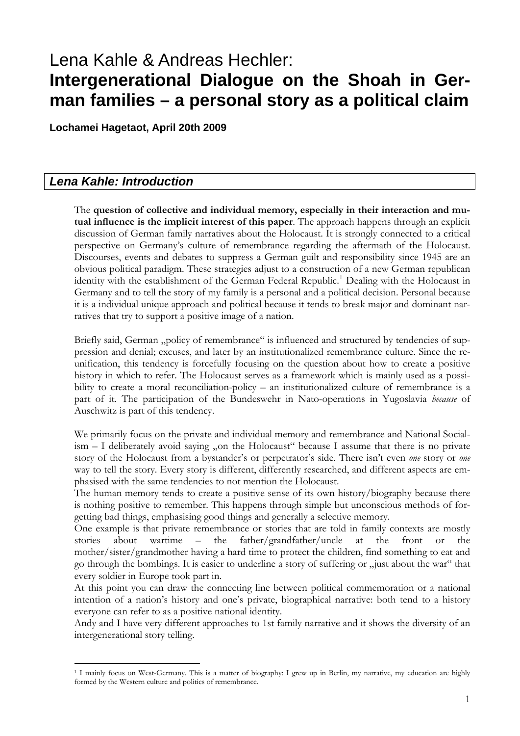# Lena Kahle & Andreas Hechler:
# **Intergenerational Dialogue on the Shoah in German families – a personal story as a political claim**

**Lochamei Hagetaot, April 20th 2009**

## *Lena Kahle: Introduction*

The **question of collective and individual memory, especially in their interaction and mutual influence is the implicit interest of this paper**. The approach happens through an explicit discussion of German family narratives about the Holocaust. It is strongly connected to a critical perspective on Germany's culture of remembrance regarding the aftermath of the Holocaust. Discourses, events and debates to suppress a German guilt and responsibility since 1945 are an obvious political paradigm. These strategies adjust to a construction of a new German republican identity with the establishment of the German Federal Republic.[1] Dealing with the Holocaust in Germany and to tell the story of my family is a personal and a political decision. Personal because it is a individual unique approach and political because it tends to break major and dominant narratives that try to support a positive image of a nation.

Briefly said, German „policy of remembrance" is influenced and structured by tendencies of suppression and denial; excuses, and later by an institutionalized remembrance culture. Since the reunification, this tendency is forcefully focusing on the question about how to create a positive history in which to refer. The Holocaust serves as a framework which is mainly used as a possibility to create a moral reconciliation-policy – an institutionalized culture of remembrance is a part of it. The participation of the Bundeswehr in Nato-operations in Yugoslavia *because* of Auschwitz is part of this tendency.

We primarily focus on the private and individual memory and remembrance and National Socialism – I deliberately avoid saying „on the Holocaust" because I assume that there is no private story of the Holocaust from a bystander's or perpetrator's side. There isn't even *one* story or *one* way to tell the story. Every story is different, differently researched, and different aspects are emphasised with the same tendencies to not mention the Holocaust.

The human memory tends to create a positive sense of its own history/biography because there is nothing positive to remember. This happens through simple but unconscious methods of forgetting bad things, emphasising good things and generally a selective memory.

One example is that private remembrance or stories that are told in family contexts are mostly stories about wartime – the father/grandfather/uncle at the front or the mother/sister/grandmother having a hard time to protect the children, find something to eat and go through the bombings. It is easier to underline a story of suffering or „just about the war" that every soldier in Europe took part in.

At this point you can draw the connecting line between political commemoration or a national intention of a nation's history and one's private, biographical narrative: both tend to a history everyone can refer to as a positive national identity.

Andy and I have very different approaches to 1st family narrative and it shows the diversity of an intergenerational story telling.

[1] I mainly focus on West-Germany. This is a matter of biography: I grew up in Berlin, my narrative, my education are highly formed by the Western culture and politics of remembrance.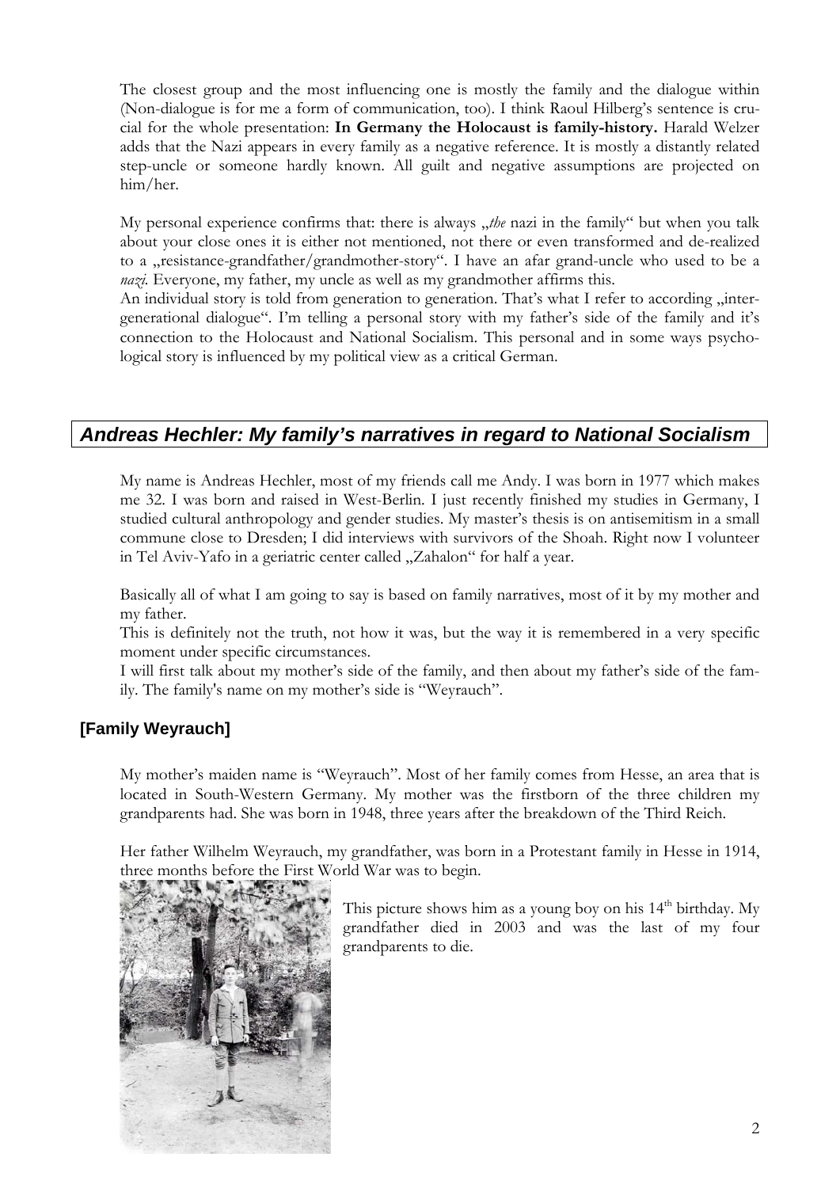The closest group and the most influencing one is mostly the family and the dialogue within (Non-dialogue is for me a form of communication, too). I think Raoul Hilberg's sentence is crucial for the whole presentation: **In Germany the Holocaust is family-history.** Harald Welzer adds that the Nazi appears in every family as a negative reference. It is mostly a distantly related step-uncle or someone hardly known. All guilt and negative assumptions are projected on him/her.

My personal experience confirms that: there is always „*the* nazi in the family" but when you talk about your close ones it is either not mentioned, not there or even transformed and de-realized to a „resistance-grandfather/grandmother-story". I have an afar grand-uncle who used to be a *nazi*. Everyone, my father, my uncle as well as my grandmother affirms this.
An individual story is told from generation to generation. That's what I refer to according „intergenerational dialogue". I'm telling a personal story with my father's side of the family and it's connection to the Holocaust and National Socialism. This personal and in some ways psychological story is influenced by my political view as a critical German.

## *Andreas Hechler: My family's narratives in regard to National Socialism*

My name is Andreas Hechler, most of my friends call me Andy. I was born in 1977 which makes me 32. I was born and raised in West-Berlin. I just recently finished my studies in Germany, I studied cultural anthropology and gender studies. My master's thesis is on antisemitism in a small commune close to Dresden; I did interviews with survivors of the Shoah. Right now I volunteer in Tel Aviv-Yafo in a geriatric center called „Zahalon" for half a year.

Basically all of what I am going to say is based on family narratives, most of it by my mother and my father.
This is definitely not the truth, not how it was, but the way it is remembered in a very specific moment under specific circumstances.
I will first talk about my mother's side of the family, and then about my father's side of the family. The family's name on my mother's side is "Weyrauch".

### [Family Weyrauch]

My mother's maiden name is "Weyrauch". Most of her family comes from Hesse, an area that is located in South-Western Germany. My mother was the firstborn of the three children my grandparents had. She was born in 1948, three years after the breakdown of the Third Reich.

Her father Wilhelm Weyrauch, my grandfather, was born in a Protestant family in Hesse in 1914, three months before the First World War was to begin.

This picture shows him as a young boy on his 14th birthday. My grandfather died in 2003 and was the last of my four grandparents to die.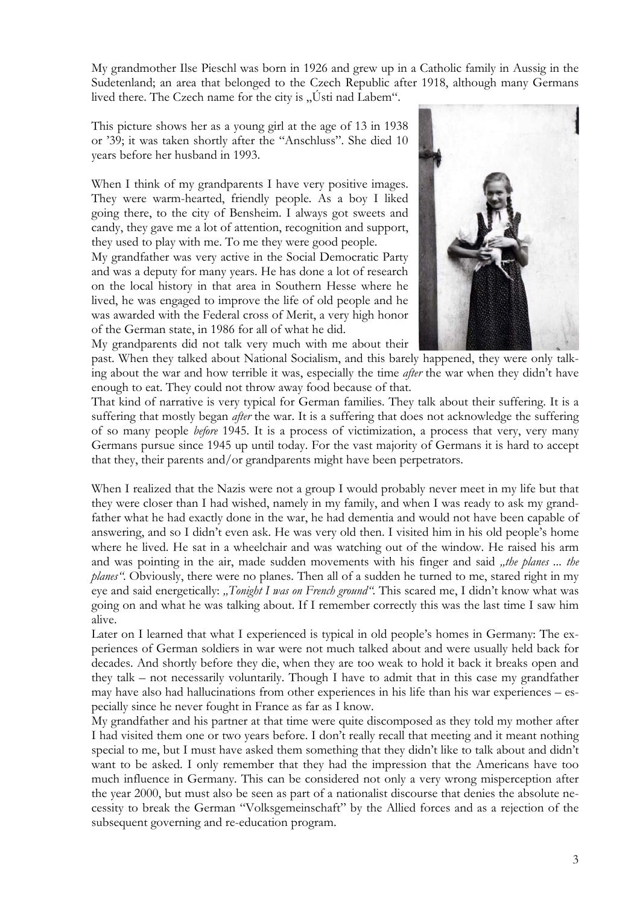My grandmother Ilse Pieschl was born in 1926 and grew up in a Catholic family in Aussig in the Sudetenland; an area that belonged to the Czech Republic after 1918, although many Germans lived there. The Czech name for the city is „Ústi nad Labem".

This picture shows her as a young girl at the age of 13 in 1938 or '39; it was taken shortly after the "Anschluss". She died 10 years before her husband in 1993.

When I think of my grandparents I have very positive images. They were warm-hearted, friendly people. As a boy I liked going there, to the city of Bensheim. I always got sweets and candy, they gave me a lot of attention, recognition and support, they used to play with me. To me they were good people.

My grandfather was very active in the Social Democratic Party and was a deputy for many years. He has done a lot of research on the local history in that area in Southern Hesse where he lived, he was engaged to improve the life of old people and he was awarded with the Federal cross of Merit, a very high honor of the German state, in 1986 for all of what he did.

My grandparents did not talk very much with me about their past. When they talked about National Socialism, and this barely happened, they were only talking about the war and how terrible it was, especially the time *after* the war when they didn't have enough to eat. They could not throw away food because of that.

That kind of narrative is very typical for German families. They talk about their suffering. It is a suffering that mostly began *after* the war. It is a suffering that does not acknowledge the suffering of so many people *before* 1945. It is a process of victimization, a process that very, very many Germans pursue since 1945 up until today. For the vast majority of Germans it is hard to accept that they, their parents and/or grandparents might have been perpetrators.

When I realized that the Nazis were not a group I would probably never meet in my life but that they were closer than I had wished, namely in my family, and when I was ready to ask my grandfather what he had exactly done in the war, he had dementia and would not have been capable of answering, and so I didn't even ask. He was very old then. I visited him in his old people's home where he lived. He sat in a wheelchair and was watching out of the window. He raised his arm and was pointing in the air, made sudden movements with his finger and said *„the planes ... the planes"*. Obviously, there were no planes. Then all of a sudden he turned to me, stared right in my eye and said energetically: *„Tonight I was on French ground"*. This scared me, I didn't know what was going on and what he was talking about. If I remember correctly this was the last time I saw him alive.

Later on I learned that what I experienced is typical in old people's homes in Germany: The experiences of German soldiers in war were not much talked about and were usually held back for decades. And shortly before they die, when they are too weak to hold it back it breaks open and they talk – not necessarily voluntarily. Though I have to admit that in this case my grandfather may have also had hallucinations from other experiences in his life than his war experiences – especially since he never fought in France as far as I know.

My grandfather and his partner at that time were quite discomposed as they told my mother after I had visited them one or two years before. I don't really recall that meeting and it meant nothing special to me, but I must have asked them something that they didn't like to talk about and didn't want to be asked. I only remember that they had the impression that the Americans have too much influence in Germany. This can be considered not only a very wrong misperception after the year 2000, but must also be seen as part of a nationalist discourse that denies the absolute necessity to break the German "Volksgemeinschaft" by the Allied forces and as a rejection of the subsequent governing and re-education program.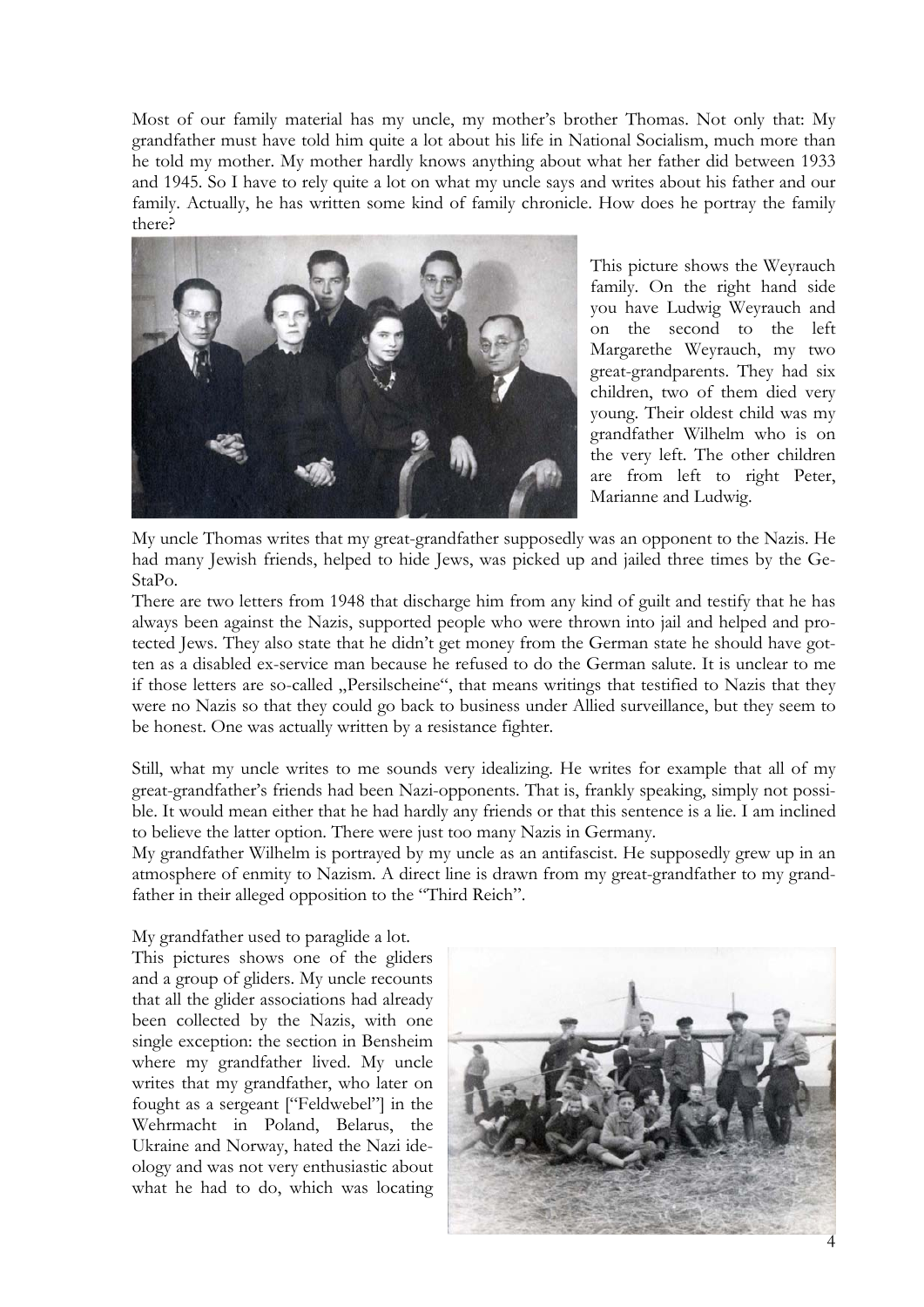Most of our family material has my uncle, my mother's brother Thomas. Not only that: My grandfather must have told him quite a lot about his life in National Socialism, much more than he told my mother. My mother hardly knows anything about what her father did between 1933 and 1945. So I have to rely quite a lot on what my uncle says and writes about his father and our family. Actually, he has written some kind of family chronicle. How does he portray the family there?

This picture shows the Weyrauch family. On the right hand side you have Ludwig Weyrauch and on the second to the left Margarethe Weyrauch, my two great-grandparents. They had six children, two of them died very young. Their oldest child was my grandfather Wilhelm who is on the very left. The other children are from left to right Peter, Marianne and Ludwig.

My uncle Thomas writes that my great-grandfather supposedly was an opponent to the Nazis. He had many Jewish friends, helped to hide Jews, was picked up and jailed three times by the GeStaPo.

There are two letters from 1948 that discharge him from any kind of guilt and testify that he has always been against the Nazis, supported people who were thrown into jail and helped and protected Jews. They also state that he didn't get money from the German state he should have gotten as a disabled ex-service man because he refused to do the German salute. It is unclear to me if those letters are so-called „Persilscheine", that means writings that testified to Nazis that they were no Nazis so that they could go back to business under Allied surveillance, but they seem to be honest. One was actually written by a resistance fighter.

Still, what my uncle writes to me sounds very idealizing. He writes for example that all of my great-grandfather's friends had been Nazi-opponents. That is, frankly speaking, simply not possible. It would mean either that he had hardly any friends or that this sentence is a lie. I am inclined to believe the latter option. There were just too many Nazis in Germany.

My grandfather Wilhelm is portrayed by my uncle as an antifascist. He supposedly grew up in an atmosphere of enmity to Nazism. A direct line is drawn from my great-grandfather to my grandfather in their alleged opposition to the "Third Reich".

My grandfather used to paraglide a lot.

This pictures shows one of the gliders and a group of gliders. My uncle recounts that all the glider associations had already been collected by the Nazis, with one single exception: the section in Bensheim where my grandfather lived. My uncle writes that my grandfather, who later on fought as a sergeant ["Feldwebel"] in the Wehrmacht in Poland, Belarus, the Ukraine and Norway, hated the Nazi ideology and was not very enthusiastic about what he had to do, which was locating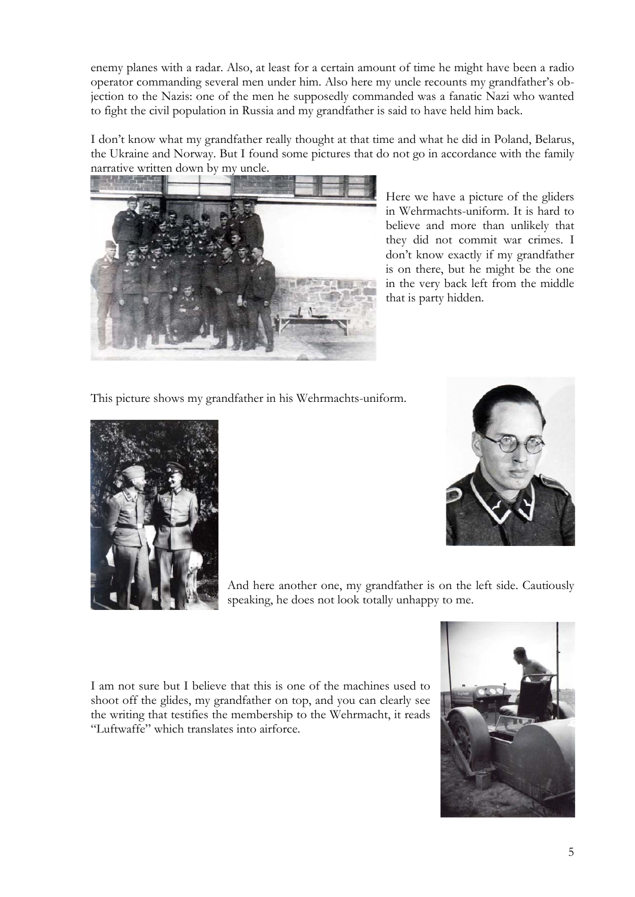enemy planes with a radar. Also, at least for a certain amount of time he might have been a radio operator commanding several men under him. Also here my uncle recounts my grandfather's objection to the Nazis: one of the men he supposedly commanded was a fanatic Nazi who wanted to fight the civil population in Russia and my grandfather is said to have held him back.

I don't know what my grandfather really thought at that time and what he did in Poland, Belarus, the Ukraine and Norway. But I found some pictures that do not go in accordance with the family narrative written down by my uncle.

Here we have a picture of the gliders in Wehrmachts-uniform. It is hard to believe and more than unlikely that they did not commit war crimes. I don't know exactly if my grandfather is on there, but he might be the one in the very back left from the middle that is party hidden.

This picture shows my grandfather in his Wehrmachts-uniform.

And here another one, my grandfather is on the left side. Cautiously speaking, he does not look totally unhappy to me.

I am not sure but I believe that this is one of the machines used to shoot off the glides, my grandfather on top, and you can clearly see the writing that testifies the membership to the Wehrmacht, it reads "Luftwaffe" which translates into airforce.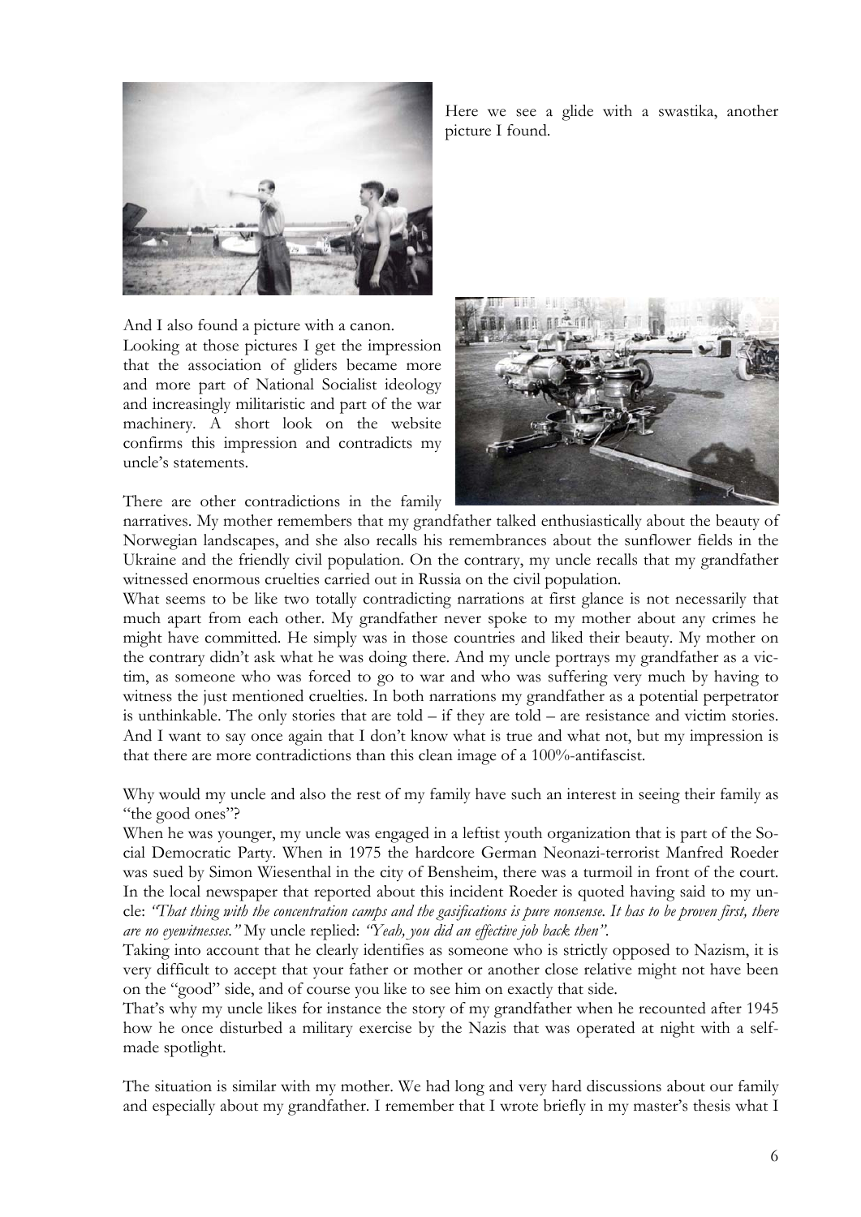Here we see a glide with a swastika, another picture I found.

And I also found a picture with a canon.
Looking at those pictures I get the impression that the association of gliders became more and more part of National Socialist ideology and increasingly militaristic and part of the war machinery. A short look on the website confirms this impression and contradicts my uncle's statements.

There are other contradictions in the family narratives. My mother remembers that my grandfather talked enthusiastically about the beauty of Norwegian landscapes, and she also recalls his remembrances about the sunflower fields in the Ukraine and the friendly civil population. On the contrary, my uncle recalls that my grandfather witnessed enormous cruelties carried out in Russia on the civil population.
What seems to be like two totally contradicting narrations at first glance is not necessarily that much apart from each other. My grandfather never spoke to my mother about any crimes he might have committed. He simply was in those countries and liked their beauty. My mother on the contrary didn't ask what he was doing there. And my uncle portrays my grandfather as a victim, as someone who was forced to go to war and who was suffering very much by having to witness the just mentioned cruelties. In both narrations my grandfather as a potential perpetrator is unthinkable. The only stories that are told – if they are told – are resistance and victim stories. And I want to say once again that I don't know what is true and what not, but my impression is that there are more contradictions than this clean image of a 100%-antifascist.

Why would my uncle and also the rest of my family have such an interest in seeing their family as "the good ones"?
When he was younger, my uncle was engaged in a leftist youth organization that is part of the Social Democratic Party. When in 1975 the hardcore German Neonazi-terrorist Manfred Roeder was sued by Simon Wiesenthal in the city of Bensheim, there was a turmoil in front of the court. In the local newspaper that reported about this incident Roeder is quoted having said to my uncle: *"That thing with the concentration camps and the gasifications is pure nonsense. It has to be proven first, there are no eyewitnesses."* My uncle replied: *"Yeah, you did an effective job back then".*
Taking into account that he clearly identifies as someone who is strictly opposed to Nazism, it is very difficult to accept that your father or mother or another close relative might not have been on the "good" side, and of course you like to see him on exactly that side.
That's why my uncle likes for instance the story of my grandfather when he recounted after 1945 how he once disturbed a military exercise by the Nazis that was operated at night with a self-made spotlight.

The situation is similar with my mother. We had long and very hard discussions about our family and especially about my grandfather. I remember that I wrote briefly in my master's thesis what I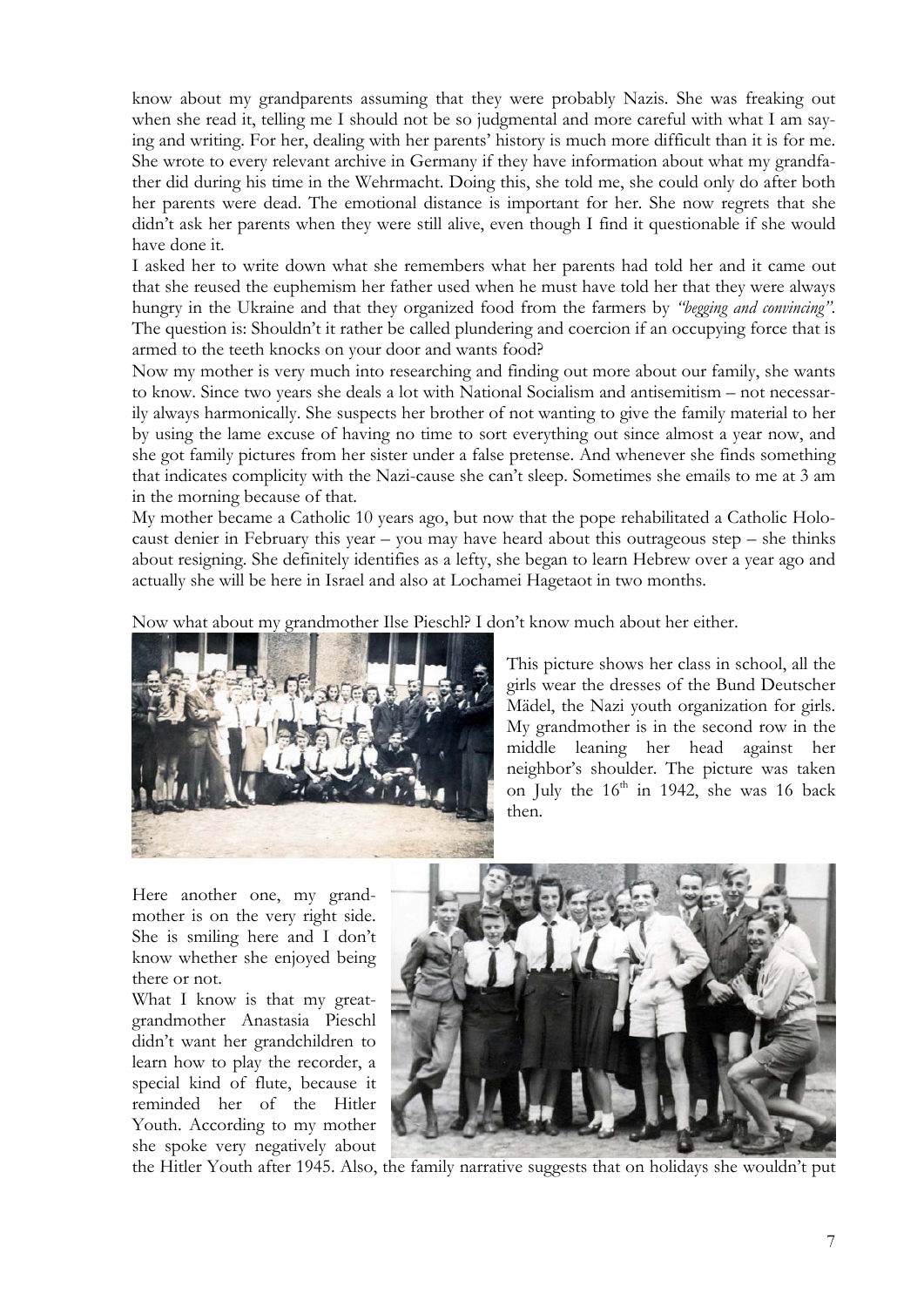know about my grandparents assuming that they were probably Nazis. She was freaking out when she read it, telling me I should not be so judgmental and more careful with what I am saying and writing. For her, dealing with her parents' history is much more difficult than it is for me. She wrote to every relevant archive in Germany if they have information about what my grandfather did during his time in the Wehrmacht. Doing this, she told me, she could only do after both her parents were dead. The emotional distance is important for her. She now regrets that she didn't ask her parents when they were still alive, even though I find it questionable if she would have done it.

I asked her to write down what she remembers what her parents had told her and it came out that she reused the euphemism her father used when he must have told her that they were always hungry in the Ukraine and that they organized food from the farmers by *"begging and convincing"*. The question is: Shouldn't it rather be called plundering and coercion if an occupying force that is armed to the teeth knocks on your door and wants food?

Now my mother is very much into researching and finding out more about our family, she wants to know. Since two years she deals a lot with National Socialism and antisemitism – not necessarily always harmonically. She suspects her brother of not wanting to give the family material to her by using the lame excuse of having no time to sort everything out since almost a year now, and she got family pictures from her sister under a false pretense. And whenever she finds something that indicates complicity with the Nazi-cause she can't sleep. Sometimes she emails to me at 3 am in the morning because of that.

My mother became a Catholic 10 years ago, but now that the pope rehabilitated a Catholic Holocaust denier in February this year – you may have heard about this outrageous step – she thinks about resigning. She definitely identifies as a lefty, she began to learn Hebrew over a year ago and actually she will be here in Israel and also at Lochamei Hagetaot in two months.

Now what about my grandmother Ilse Pieschl? I don't know much about her either.

This picture shows her class in school, all the girls wear the dresses of the Bund Deutscher Mädel, the Nazi youth organization for girls. My grandmother is in the second row in the middle leaning her head against her neighbor's shoulder. The picture was taken on July the 16th in 1942, she was 16 back then.

Here another one, my grandmother is on the very right side. She is smiling here and I don't know whether she enjoyed being there or not.

What I know is that my great-grandmother Anastasia Pieschl didn't want her grandchildren to learn how to play the recorder, a special kind of flute, because it reminded her of the Hitler Youth. According to my mother she spoke very negatively about the Hitler Youth after 1945. Also, the family narrative suggests that on holidays she wouldn't put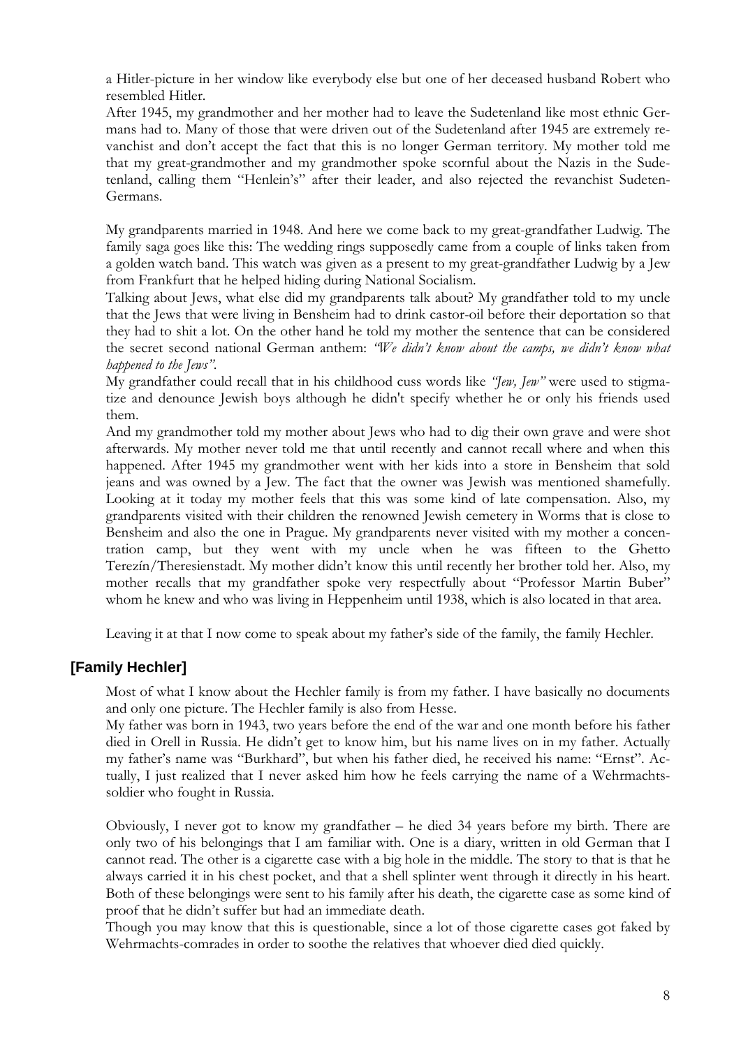a Hitler-picture in her window like everybody else but one of her deceased husband Robert who resembled Hitler.

After 1945, my grandmother and her mother had to leave the Sudetenland like most ethnic Germans had to. Many of those that were driven out of the Sudetenland after 1945 are extremely revanchist and don't accept the fact that this is no longer German territory. My mother told me that my great-grandmother and my grandmother spoke scornful about the Nazis in the Sudetenland, calling them "Henlein's" after their leader, and also rejected the revanchist Sudeten-Germans.

My grandparents married in 1948. And here we come back to my great-grandfather Ludwig. The family saga goes like this: The wedding rings supposedly came from a couple of links taken from a golden watch band. This watch was given as a present to my great-grandfather Ludwig by a Jew from Frankfurt that he helped hiding during National Socialism.

Talking about Jews, what else did my grandparents talk about? My grandfather told to my uncle that the Jews that were living in Bensheim had to drink castor-oil before their deportation so that they had to shit a lot. On the other hand he told my mother the sentence that can be considered the secret second national German anthem: *"We didn't know about the camps, we didn't know what happened to the Jews"*.

My grandfather could recall that in his childhood cuss words like *"Jew, Jew"* were used to stigmatize and denounce Jewish boys although he didn't specify whether he or only his friends used them.

And my grandmother told my mother about Jews who had to dig their own grave and were shot afterwards. My mother never told me that until recently and cannot recall where and when this happened. After 1945 my grandmother went with her kids into a store in Bensheim that sold jeans and was owned by a Jew. The fact that the owner was Jewish was mentioned shamefully. Looking at it today my mother feels that this was some kind of late compensation. Also, my grandparents visited with their children the renowned Jewish cemetery in Worms that is close to Bensheim and also the one in Prague. My grandparents never visited with my mother a concentration camp, but they went with my uncle when he was fifteen to the Ghetto Terezín/Theresienstadt. My mother didn't know this until recently her brother told her. Also, my mother recalls that my grandfather spoke very respectfully about "Professor Martin Buber" whom he knew and who was living in Heppenheim until 1938, which is also located in that area.

Leaving it at that I now come to speak about my father's side of the family, the family Hechler.

## [Family Hechler]

Most of what I know about the Hechler family is from my father. I have basically no documents and only one picture. The Hechler family is also from Hesse.

My father was born in 1943, two years before the end of the war and one month before his father died in Orell in Russia. He didn't get to know him, but his name lives on in my father. Actually my father's name was "Burkhard", but when his father died, he received his name: "Ernst". Actually, I just realized that I never asked him how he feels carrying the name of a Wehrmachts-soldier who fought in Russia.

Obviously, I never got to know my grandfather – he died 34 years before my birth. There are only two of his belongings that I am familiar with. One is a diary, written in old German that I cannot read. The other is a cigarette case with a big hole in the middle. The story to that is that he always carried it in his chest pocket, and that a shell splinter went through it directly in his heart. Both of these belongings were sent to his family after his death, the cigarette case as some kind of proof that he didn't suffer but had an immediate death.

Though you may know that this is questionable, since a lot of those cigarette cases got faked by Wehrmachts-comrades in order to soothe the relatives that whoever died died quickly.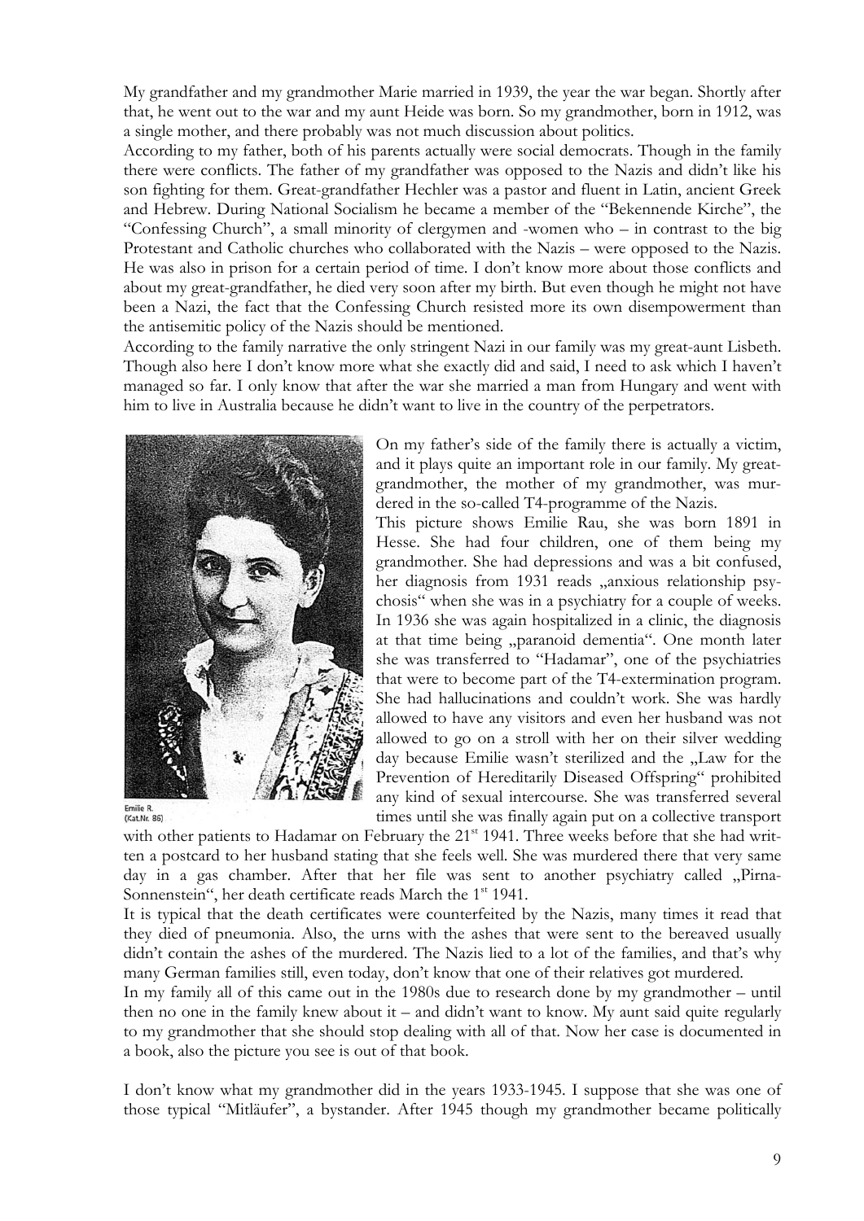My grandfather and my grandmother Marie married in 1939, the year the war began. Shortly after that, he went out to the war and my aunt Heide was born. So my grandmother, born in 1912, was a single mother, and there probably was not much discussion about politics.

According to my father, both of his parents actually were social democrats. Though in the family there were conflicts. The father of my grandfather was opposed to the Nazis and didn't like his son fighting for them. Great-grandfather Hechler was a pastor and fluent in Latin, ancient Greek and Hebrew. During National Socialism he became a member of the "Bekennende Kirche", the "Confessing Church", a small minority of clergymen and -women who – in contrast to the big Protestant and Catholic churches who collaborated with the Nazis – were opposed to the Nazis. He was also in prison for a certain period of time. I don't know more about those conflicts and about my great-grandfather, he died very soon after my birth. But even though he might not have been a Nazi, the fact that the Confessing Church resisted more its own disempowerment than the antisemitic policy of the Nazis should be mentioned.

According to the family narrative the only stringent Nazi in our family was my great-aunt Lisbeth. Though also here I don't know more what she exactly did and said, I need to ask which I haven't managed so far. I only know that after the war she married a man from Hungary and went with him to live in Australia because he didn't want to live in the country of the perpetrators.

Emilie R.
(Kat.Nr. 86)

On my father's side of the family there is actually a victim, and it plays quite an important role in our family. My great-grandmother, the mother of my grandmother, was murdered in the so-called T4-programme of the Nazis.

This picture shows Emilie Rau, she was born 1891 in Hesse. She had four children, one of them being my grandmother. She had depressions and was a bit confused, her diagnosis from 1931 reads „anxious relationship psychosis" when she was in a psychiatry for a couple of weeks. In 1936 she was again hospitalized in a clinic, the diagnosis at that time being „paranoid dementia". One month later she was transferred to "Hadamar", one of the psychiatries that were to become part of the T4-extermination program. She had hallucinations and couldn't work. She was hardly allowed to have any visitors and even her husband was not allowed to go on a stroll with her on their silver wedding day because Emilie wasn't sterilized and the „Law for the Prevention of Hereditarily Diseased Offspring" prohibited any kind of sexual intercourse. She was transferred several times until she was finally again put on a collective transport with other patients to Hadamar on February the 21st 1941. Three weeks before that she had written a postcard to her husband stating that she feels well. She was murdered there that very same day in a gas chamber. After that her file was sent to another psychiatry called „Pirna-Sonnenstein", her death certificate reads March the 1st 1941.

It is typical that the death certificates were counterfeited by the Nazis, many times it read that they died of pneumonia. Also, the urns with the ashes that were sent to the bereaved usually didn't contain the ashes of the murdered. The Nazis lied to a lot of the families, and that's why many German families still, even today, don't know that one of their relatives got murdered.

In my family all of this came out in the 1980s due to research done by my grandmother – until then no one in the family knew about it – and didn't want to know. My aunt said quite regularly to my grandmother that she should stop dealing with all of that. Now her case is documented in a book, also the picture you see is out of that book.

I don't know what my grandmother did in the years 1933-1945. I suppose that she was one of those typical "Mitläufer", a bystander. After 1945 though my grandmother became politically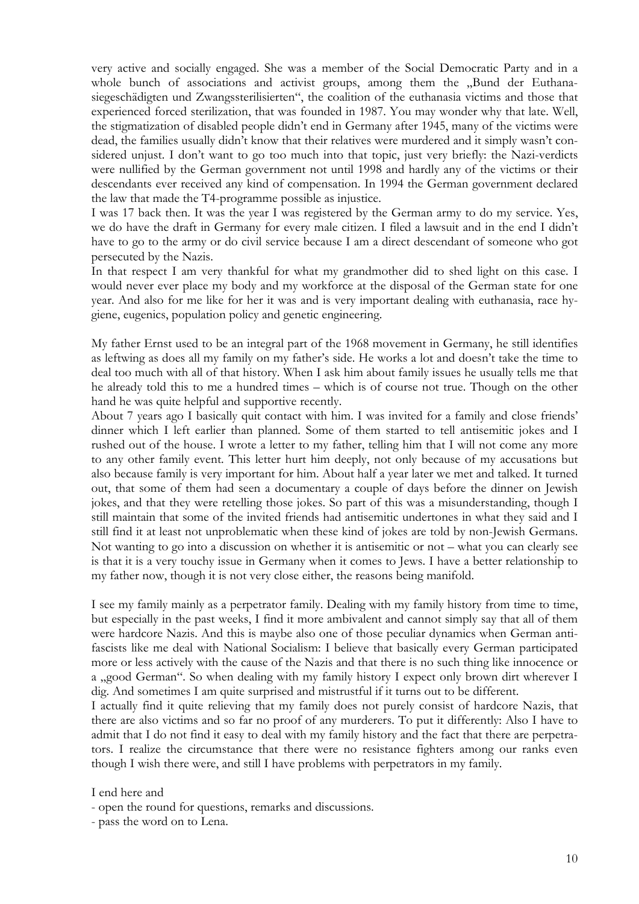very active and socially engaged. She was a member of the Social Democratic Party and in a whole bunch of associations and activist groups, among them the „Bund der Euthanasiegeschädigten und Zwangssterilisierten", the coalition of the euthanasia victims and those that experienced forced sterilization, that was founded in 1987. You may wonder why that late. Well, the stigmatization of disabled people didn't end in Germany after 1945, many of the victims were dead, the families usually didn't know that their relatives were murdered and it simply wasn't considered unjust. I don't want to go too much into that topic, just very briefly: the Nazi-verdicts were nullified by the German government not until 1998 and hardly any of the victims or their descendants ever received any kind of compensation. In 1994 the German government declared the law that made the T4-programme possible as injustice.

I was 17 back then. It was the year I was registered by the German army to do my service. Yes, we do have the draft in Germany for every male citizen. I filed a lawsuit and in the end I didn't have to go to the army or do civil service because I am a direct descendant of someone who got persecuted by the Nazis.

In that respect I am very thankful for what my grandmother did to shed light on this case. I would never ever place my body and my workforce at the disposal of the German state for one year. And also for me like for her it was and is very important dealing with euthanasia, race hygiene, eugenics, population policy and genetic engineering.

My father Ernst used to be an integral part of the 1968 movement in Germany, he still identifies as leftwing as does all my family on my father's side. He works a lot and doesn't take the time to deal too much with all of that history. When I ask him about family issues he usually tells me that he already told this to me a hundred times – which is of course not true. Though on the other hand he was quite helpful and supportive recently.

About 7 years ago I basically quit contact with him. I was invited for a family and close friends' dinner which I left earlier than planned. Some of them started to tell antisemitic jokes and I rushed out of the house. I wrote a letter to my father, telling him that I will not come any more to any other family event. This letter hurt him deeply, not only because of my accusations but also because family is very important for him. About half a year later we met and talked. It turned out, that some of them had seen a documentary a couple of days before the dinner on Jewish jokes, and that they were retelling those jokes. So part of this was a misunderstanding, though I still maintain that some of the invited friends had antisemitic undertones in what they said and I still find it at least not unproblematic when these kind of jokes are told by non-Jewish Germans. Not wanting to go into a discussion on whether it is antisemitic or not – what you can clearly see is that it is a very touchy issue in Germany when it comes to Jews. I have a better relationship to my father now, though it is not very close either, the reasons being manifold.

I see my family mainly as a perpetrator family. Dealing with my family history from time to time, but especially in the past weeks, I find it more ambivalent and cannot simply say that all of them were hardcore Nazis. And this is maybe also one of those peculiar dynamics when German antifascists like me deal with National Socialism: I believe that basically every German participated more or less actively with the cause of the Nazis and that there is no such thing like innocence or a „good German". So when dealing with my family history I expect only brown dirt wherever I dig. And sometimes I am quite surprised and mistrustful if it turns out to be different.

I actually find it quite relieving that my family does not purely consist of hardcore Nazis, that there are also victims and so far no proof of any murderers. To put it differently: Also I have to admit that I do not find it easy to deal with my family history and the fact that there are perpetrators. I realize the circumstance that there were no resistance fighters among our ranks even though I wish there were, and still I have problems with perpetrators in my family.

I end here and

- open the round for questions, remarks and discussions.
- pass the word on to Lena.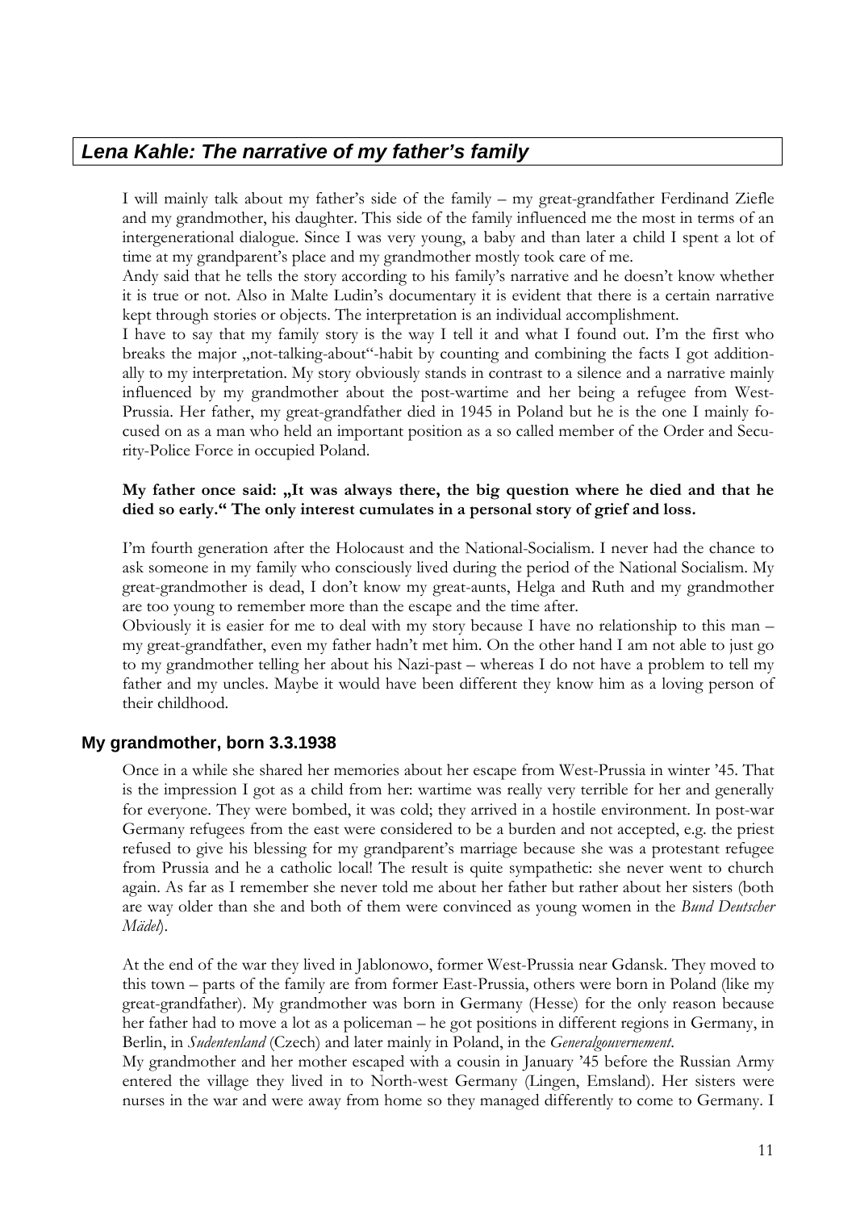## *Lena Kahle: The narrative of my father's family*

I will mainly talk about my father's side of the family – my great-grandfather Ferdinand Ziefle and my grandmother, his daughter. This side of the family influenced me the most in terms of an intergenerational dialogue. Since I was very young, a baby and than later a child I spent a lot of time at my grandparent's place and my grandmother mostly took care of me.
Andy said that he tells the story according to his family's narrative and he doesn't know whether it is true or not. Also in Malte Ludin's documentary it is evident that there is a certain narrative kept through stories or objects. The interpretation is an individual accomplishment.
I have to say that my family story is the way I tell it and what I found out. I'm the first who breaks the major „not-talking-about"-habit by counting and combining the facts I got additionally to my interpretation. My story obviously stands in contrast to a silence and a narrative mainly influenced by my grandmother about the post-wartime and her being a refugee from West-Prussia. Her father, my great-grandfather died in 1945 in Poland but he is the one I mainly focused on as a man who held an important position as a so called member of the Order and Security-Police Force in occupied Poland.

**My father once said: „It was always there, the big question where he died and that he died so early." The only interest cumulates in a personal story of grief and loss.**

I'm fourth generation after the Holocaust and the National-Socialism. I never had the chance to ask someone in my family who consciously lived during the period of the National Socialism. My great-grandmother is dead, I don't know my great-aunts, Helga and Ruth and my grandmother are too young to remember more than the escape and the time after.
Obviously it is easier for me to deal with my story because I have no relationship to this man – my great-grandfather, even my father hadn't met him. On the other hand I am not able to just go to my grandmother telling her about his Nazi-past – whereas I do not have a problem to tell my father and my uncles. Maybe it would have been different they know him as a loving person of their childhood.

### My grandmother, born 3.3.1938

Once in a while she shared her memories about her escape from West-Prussia in winter '45. That is the impression I got as a child from her: wartime was really very terrible for her and generally for everyone. They were bombed, it was cold; they arrived in a hostile environment. In post-war Germany refugees from the east were considered to be a burden and not accepted, e.g. the priest refused to give his blessing for my grandparent's marriage because she was a protestant refugee from Prussia and he a catholic local! The result is quite sympathetic: she never went to church again. As far as I remember she never told me about her father but rather about her sisters (both are way older than she and both of them were convinced as young women in the *Bund Deutscher Mädel*).

At the end of the war they lived in Jablonowo, former West-Prussia near Gdansk. They moved to this town – parts of the family are from former East-Prussia, others were born in Poland (like my great-grandfather). My grandmother was born in Germany (Hesse) for the only reason because her father had to move a lot as a policeman – he got positions in different regions in Germany, in Berlin, in *Sudentenland* (Czech) and later mainly in Poland, in the *Generalgouvernement*.
My grandmother and her mother escaped with a cousin in January '45 before the Russian Army entered the village they lived in to North-west Germany (Lingen, Emsland). Her sisters were nurses in the war and were away from home so they managed differently to come to Germany. I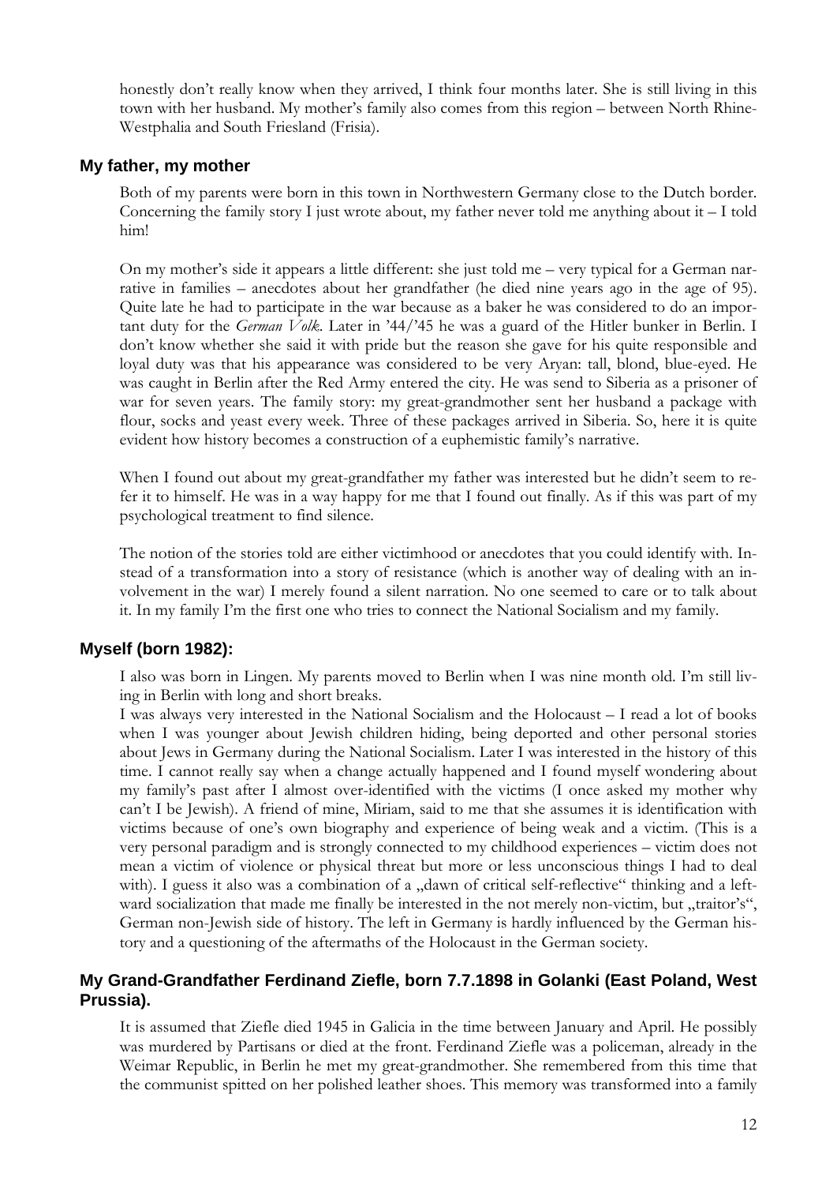honestly don't really know when they arrived, I think four months later. She is still living in this town with her husband. My mother's family also comes from this region – between North Rhine-Westphalia and South Friesland (Frisia).

### My father, my mother

Both of my parents were born in this town in Northwestern Germany close to the Dutch border. Concerning the family story I just wrote about, my father never told me anything about it – I told him!

On my mother's side it appears a little different: she just told me – very typical for a German narrative in families – anecdotes about her grandfather (he died nine years ago in the age of 95). Quite late he had to participate in the war because as a baker he was considered to do an important duty for the *German Volk*. Later in '44/'45 he was a guard of the Hitler bunker in Berlin. I don't know whether she said it with pride but the reason she gave for his quite responsible and loyal duty was that his appearance was considered to be very Aryan: tall, blond, blue-eyed. He was caught in Berlin after the Red Army entered the city. He was send to Siberia as a prisoner of war for seven years. The family story: my great-grandmother sent her husband a package with flour, socks and yeast every week. Three of these packages arrived in Siberia. So, here it is quite evident how history becomes a construction of a euphemistic family's narrative.

When I found out about my great-grandfather my father was interested but he didn't seem to refer it to himself. He was in a way happy for me that I found out finally. As if this was part of my psychological treatment to find silence.

The notion of the stories told are either victimhood or anecdotes that you could identify with. Instead of a transformation into a story of resistance (which is another way of dealing with an involvement in the war) I merely found a silent narration. No one seemed to care or to talk about it. In my family I'm the first one who tries to connect the National Socialism and my family.

### Myself (born 1982):

I also was born in Lingen. My parents moved to Berlin when I was nine month old. I'm still living in Berlin with long and short breaks.

I was always very interested in the National Socialism and the Holocaust – I read a lot of books when I was younger about Jewish children hiding, being deported and other personal stories about Jews in Germany during the National Socialism. Later I was interested in the history of this time. I cannot really say when a change actually happened and I found myself wondering about my family's past after I almost over-identified with the victims (I once asked my mother why can't I be Jewish). A friend of mine, Miriam, said to me that she assumes it is identification with victims because of one's own biography and experience of being weak and a victim. (This is a very personal paradigm and is strongly connected to my childhood experiences – victim does not mean a victim of violence or physical threat but more or less unconscious things I had to deal with). I guess it also was a combination of a „dawn of critical self-reflective" thinking and a leftward socialization that made me finally be interested in the not merely non-victim, but „traitor's", German non-Jewish side of history. The left in Germany is hardly influenced by the German history and a questioning of the aftermaths of the Holocaust in the German society.

### My Grand-Grandfather Ferdinand Ziefle, born 7.7.1898 in Golanki (East Poland, West Prussia).

It is assumed that Ziefle died 1945 in Galicia in the time between January and April. He possibly was murdered by Partisans or died at the front. Ferdinand Ziefle was a policeman, already in the Weimar Republic, in Berlin he met my great-grandmother. She remembered from this time that the communist spitted on her polished leather shoes. This memory was transformed into a family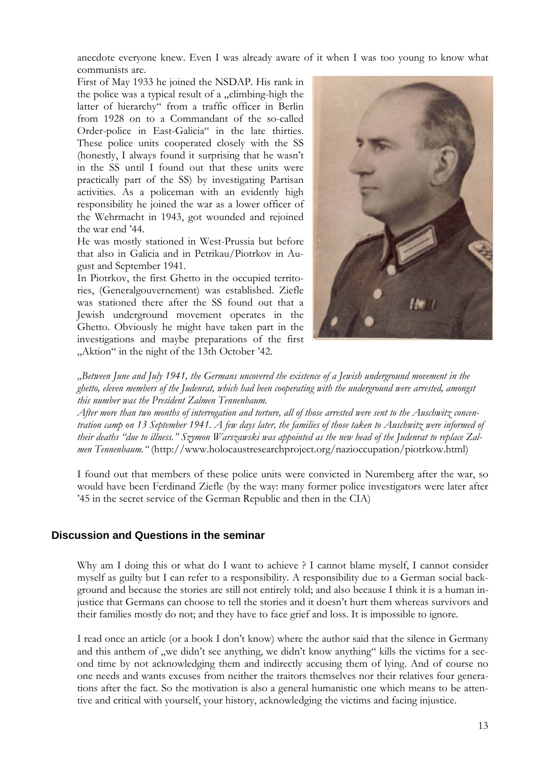anecdote everyone knew. Even I was already aware of it when I was too young to know what communists are.

First of May 1933 he joined the NSDAP. His rank in the police was a typical result of a „climbing-high the latter of hierarchy“ from a traffic officer in Berlin from 1928 on to a Commandant of the so-called Order-police in East-Galicia“ in the late thirties. These police units cooperated closely with the SS (honestly, I always found it surprising that he wasn't in the SS until I found out that these units were practically part of the SS) by investigating Partisan activities. As a policeman with an evidently high responsibility he joined the war as a lower officer of the Wehrmacht in 1943, got wounded and rejoined the war end '44.

He was mostly stationed in West-Prussia but before that also in Galicia and in Petrikau/Piotrkov in August and September 1941.

In Piotrkov, the first Ghetto in the occupied territories, (Generalgouvernement) was established. Ziefle was stationed there after the SS found out that a Jewish underground movement operates in the Ghetto. Obviously he might have taken part in the investigations and maybe preparations of the first „Aktion“ in the night of the 13th October '42.

*„Between June and July 1941, the Germans uncovered the existence of a Jewish underground movement in the ghetto, eleven members of the Judenrat, which had been cooperating with the underground were arrested, amongst this number was the President Zalmen Tennenbaum.*
*After more than two months of interrogation and torture, all of those arrested were sent to the Auschwitz concentration camp on 13 September 1941. A few days later, the families of those taken to Auschwitz were informed of their deaths "due to illness." Szymon Warszawski was appointed as the new head of the Judenrat to replace Zalmen Tennenbaum."* (http://www.holocaustresearchproject.org/nazioccupation/piotrkow.html)

I found out that members of these police units were convicted in Nuremberg after the war, so would have been Ferdinand Ziefle (by the way: many former police investigators were later after '45 in the secret service of the German Republic and then in the CIA)

## Discussion and Questions in the seminar

Why am I doing this or what do I want to achieve ? I cannot blame myself, I cannot consider myself as guilty but I can refer to a responsibility. A responsibility due to a German social background and because the stories are still not entirely told; and also because I think it is a human injustice that Germans can choose to tell the stories and it doesn't hurt them whereas survivors and their families mostly do not; and they have to face grief and loss. It is impossible to ignore.

I read once an article (or a book I don't know) where the author said that the silence in Germany and this anthem of „we didn't see anything, we didn't know anything“ kills the victims for a second time by not acknowledging them and indirectly accusing them of lying. And of course no one needs and wants excuses from neither the traitors themselves nor their relatives four generations after the fact. So the motivation is also a general humanistic one which means to be attentive and critical with yourself, your history, acknowledging the victims and facing injustice.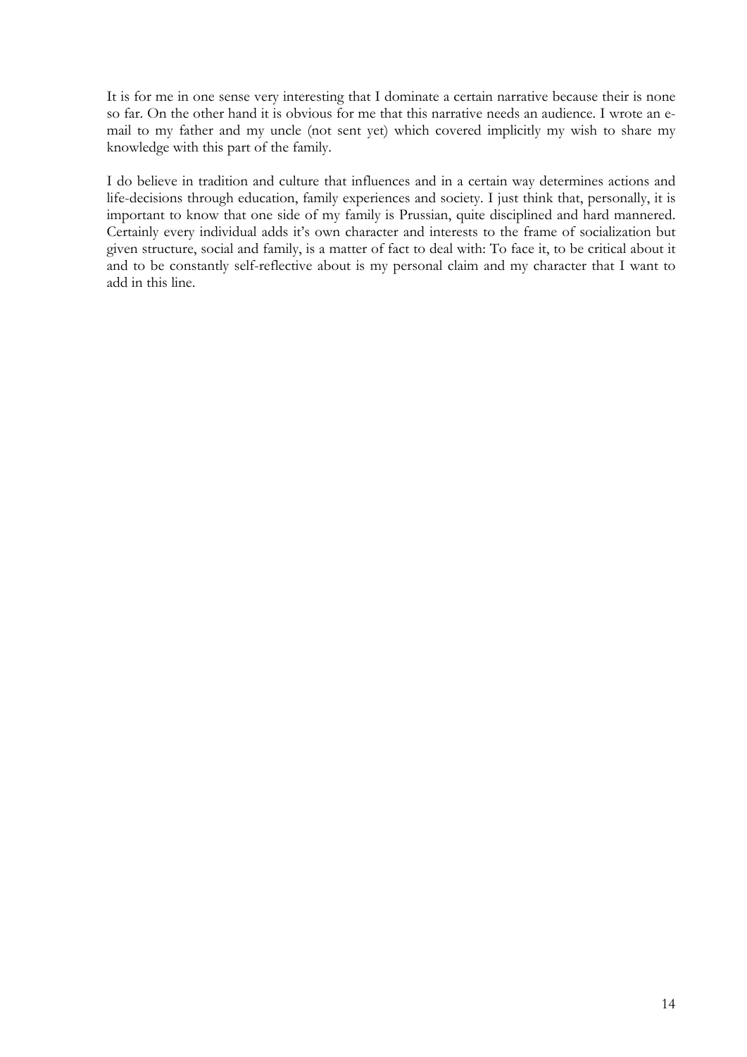It is for me in one sense very interesting that I dominate a certain narrative because their is none so far. On the other hand it is obvious for me that this narrative needs an audience. I wrote an e-mail to my father and my uncle (not sent yet) which covered implicitly my wish to share my knowledge with this part of the family.

I do believe in tradition and culture that influences and in a certain way determines actions and life-decisions through education, family experiences and society. I just think that, personally, it is important to know that one side of my family is Prussian, quite disciplined and hard mannered. Certainly every individual adds it's own character and interests to the frame of socialization but given structure, social and family, is a matter of fact to deal with: To face it, to be critical about it and to be constantly self-reflective about is my personal claim and my character that I want to add in this line.